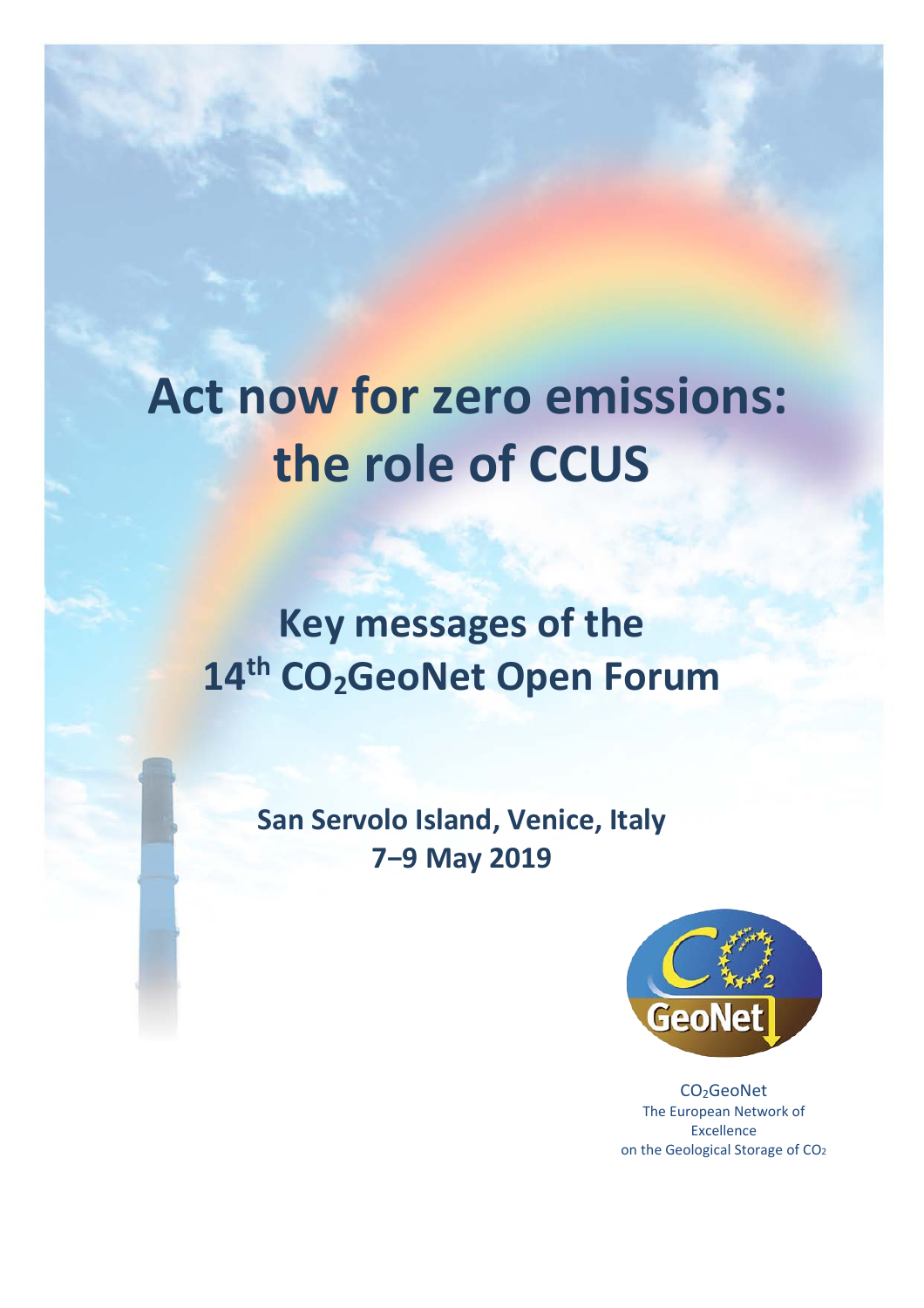# Act now for zero emissions: the role of CCUS

## Key messages of the 14th $CO_2$GeoNet Open Forum

**San Servolo Island, Venice, Italy**
**7–9 May 2019**

$CO_2$GeoNet
The European Network of Excellence on the Geological Storage of $CO_2$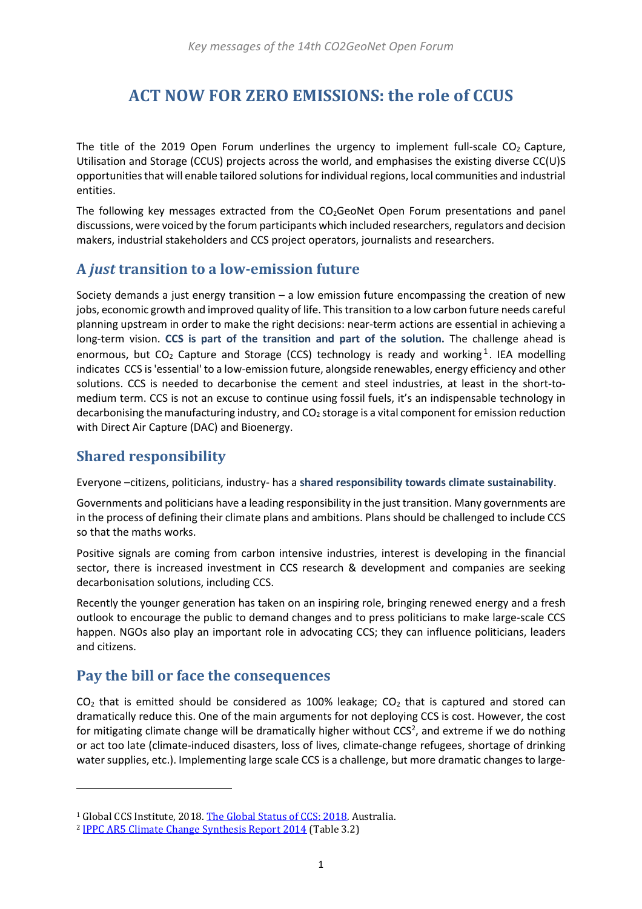# ACT NOW FOR ZERO EMISSIONS: the role of CCUS

The title of the 2019 Open Forum underlines the urgency to implement full-scale $CO_2$ Capture, Utilisation and Storage (CCUS) projects across the world, and emphasises the existing diverse CC(U)S opportunities that will enable tailored solutions for individual regions, local communities and industrial entities.

The following key messages extracted from the $CO_2$GeoNet Open Forum presentations and panel discussions, were voiced by the forum participants which included researchers, regulators and decision makers, industrial stakeholders and CCS project operators, journalists and researchers.

## A *just* transition to a low-emission future

Society demands a just energy transition – a low emission future encompassing the creation of new jobs, economic growth and improved quality of life. This transition to a low carbon future needs careful planning upstream in order to make the right decisions: near-term actions are essential in achieving a long-term vision. **CCS is part of the transition and part of the solution.** The challenge ahead is enormous, but $CO_2$ Capture and Storage (CCS) technology is ready and working[1]. IEA modelling indicates CCS is 'essential' to a low-emission future, alongside renewables, energy efficiency and other solutions. CCS is needed to decarbonise the cement and steel industries, at least in the short-to-medium term. CCS is not an excuse to continue using fossil fuels, it's an indispensable technology in decarbonising the manufacturing industry, and $CO_2$ storage is a vital component for emission reduction with Direct Air Capture (DAC) and Bioenergy.

## Shared responsibility

Everyone –citizens, politicians, industry- has a **shared responsibility towards climate sustainability**.

Governments and politicians have a leading responsibility in the just transition. Many governments are in the process of defining their climate plans and ambitions. Plans should be challenged to include CCS so that the maths works.

Positive signals are coming from carbon intensive industries, interest is developing in the financial sector, there is increased investment in CCS research & development and companies are seeking decarbonisation solutions, including CCS.

Recently the younger generation has taken on an inspiring role, bringing renewed energy and a fresh outlook to encourage the public to demand changes and to press politicians to make large-scale CCS happen. NGOs also play an important role in advocating CCS; they can influence politicians, leaders and citizens.

## Pay the bill or face the consequences

$CO_2$ that is emitted should be considered as 100% leakage; $CO_2$ that is captured and stored can dramatically reduce this. One of the main arguments for not deploying CCS is cost. However, the cost for mitigating climate change will be dramatically higher without CCS[2], and extreme if we do nothing or act too late (climate-induced disasters, loss of lives, climate-change refugees, shortage of drinking water supplies, etc.). Implementing large scale CCS is a challenge, but more dramatic changes to large-

---

[1] Global CCS Institute, 2018. The Global Status of CCS: 2018. Australia.

[2] IPPC AR5 Climate Change Synthesis Report 2014 (Table 3.2)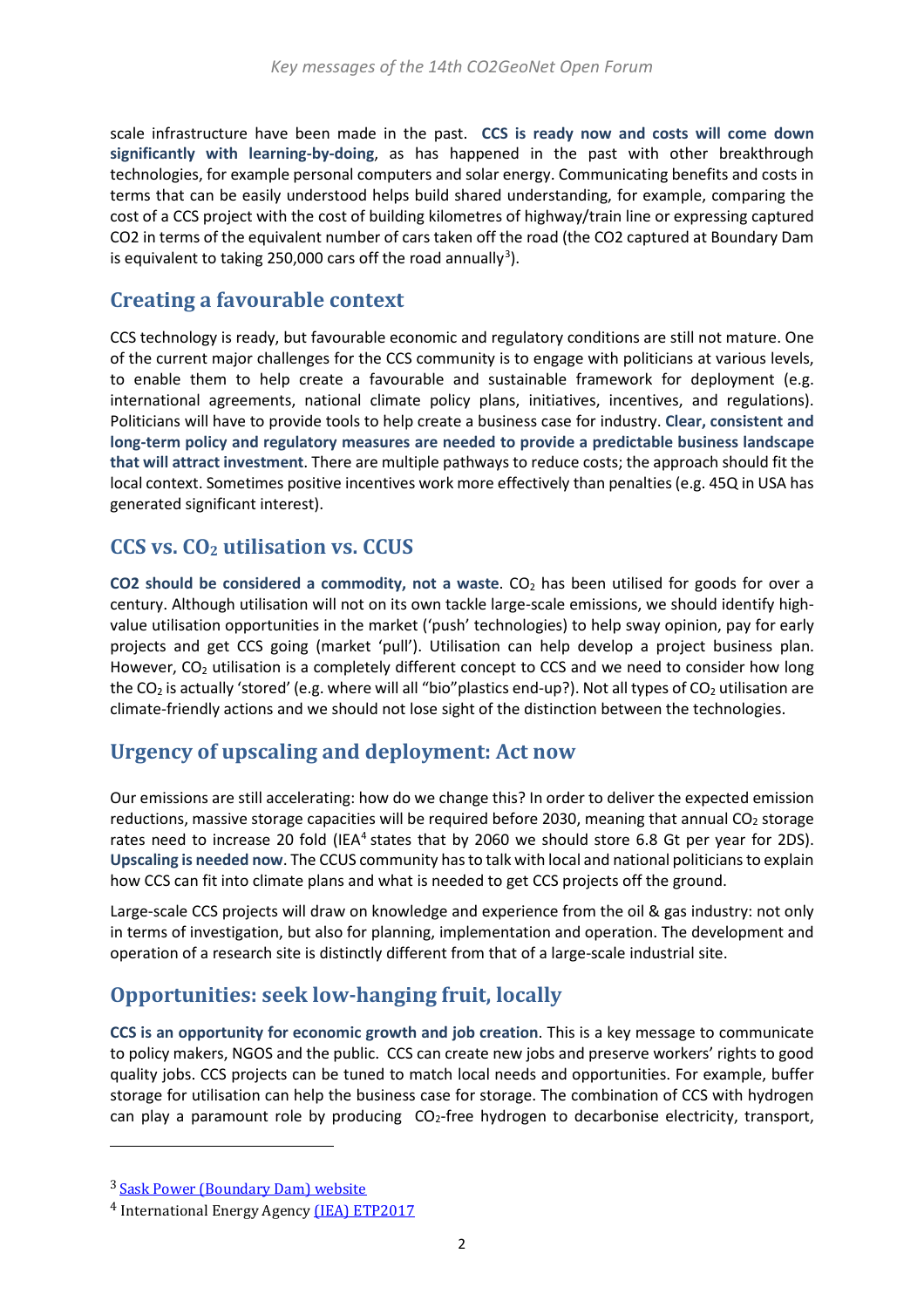scale infrastructure have been made in the past. **CCS is ready now and costs will come down significantly with learning-by-doing**, as has happened in the past with other breakthrough technologies, for example personal computers and solar energy. Communicating benefits and costs in terms that can be easily understood helps build shared understanding, for example, comparing the cost of a CCS project with the cost of building kilometres of highway/train line or expressing captured CO2 in terms of the equivalent number of cars taken off the road (the CO2 captured at Boundary Dam is equivalent to taking 250,000 cars off the road annually[3]).

## Creating a favourable context

CCS technology is ready, but favourable economic and regulatory conditions are still not mature. One of the current major challenges for the CCS community is to engage with politicians at various levels, to enable them to help create a favourable and sustainable framework for deployment (e.g. international agreements, national climate policy plans, initiatives, incentives, and regulations). Politicians will have to provide tools to help create a business case for industry. **Clear, consistent and long-term policy and regulatory measures are needed to provide a predictable business landscape that will attract investment**. There are multiple pathways to reduce costs; the approach should fit the local context. Sometimes positive incentives work more effectively than penalties (e.g. 45Q in USA has generated significant interest).

## CCS vs. $CO_2$ utilisation vs. CCUS

**CO2 should be considered a commodity, not a waste**. $CO_2$ has been utilised for goods for over a century. Although utilisation will not on its own tackle large-scale emissions, we should identify high-value utilisation opportunities in the market ('push' technologies) to help sway opinion, pay for early projects and get CCS going (market 'pull'). Utilisation can help develop a project business plan. However, $CO_2$ utilisation is a completely different concept to CCS and we need to consider how long the $CO_2$ is actually 'stored' (e.g. where will all "bio"plastics end-up?). Not all types of $CO_2$ utilisation are climate-friendly actions and we should not lose sight of the distinction between the technologies.

## Urgency of upscaling and deployment: Act now

Our emissions are still accelerating: how do we change this? In order to deliver the expected emission reductions, massive storage capacities will be required before 2030, meaning that annual $CO_2$ storage rates need to increase 20 fold (IEA[4] states that by 2060 we should store 6.8 Gt per year for 2DS). **Upscaling is needed now**. The CCUS community has to talk with local and national politicians to explain how CCS can fit into climate plans and what is needed to get CCS projects off the ground.

Large-scale CCS projects will draw on knowledge and experience from the oil & gas industry: not only in terms of investigation, but also for planning, implementation and operation. The development and operation of a research site is distinctly different from that of a large-scale industrial site.

## Opportunities: seek low-hanging fruit, locally

**CCS is an opportunity for economic growth and job creation**. This is a key message to communicate to policy makers, NGOS and the public. CCS can create new jobs and preserve workers' rights to good quality jobs. CCS projects can be tuned to match local needs and opportunities. For example, buffer storage for utilisation can help the business case for storage. The combination of CCS with hydrogen can play a paramount role by producing $CO_2$-free hydrogen to decarbonise electricity, transport,

---

[3] Sask Power (Boundary Dam) website

[4] International Energy Agency (IEA) ETP2017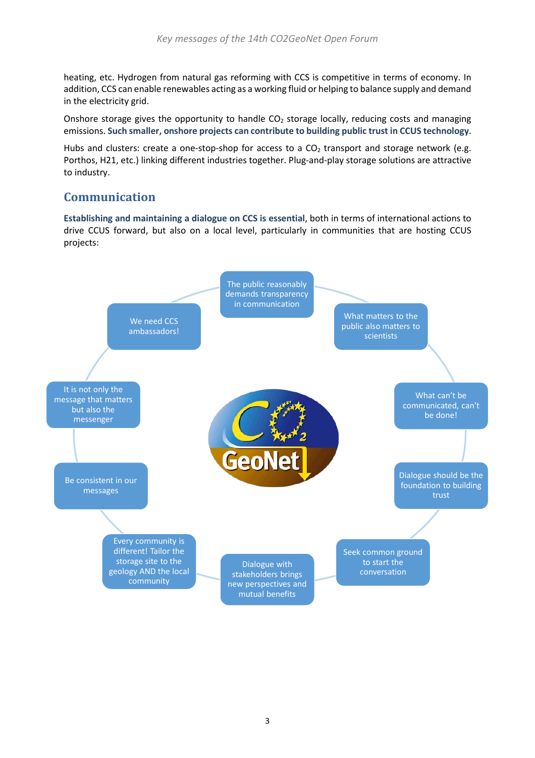heating, etc. Hydrogen from natural gas reforming with CCS is competitive in terms of economy. In addition, CCS can enable renewables acting as a working fluid or helping to balance supply and demand in the electricity grid.

Onshore storage gives the opportunity to handle $CO_2$ storage locally, reducing costs and managing emissions. **Such smaller, onshore projects can contribute to building public trust in CCUS technology**.

Hubs and clusters: create a one-stop-shop for access to a $CO_2$ transport and storage network (e.g. Porthos, H21, etc.) linking different industries together. Plug-and-play storage solutions are attractive to industry.

## Communication

**Establishing and maintaining a dialogue on CCS is essential**, both in terms of international actions to drive CCUS forward, but also on a local level, particularly in communities that are hosting CCUS projects:

- The public reasonably demands transparency in communication
- What matters to the public also matters to scientists
- What can't be communicated, can't be done!
- Dialogue should be the foundation to building trust
- Seek common ground to start the conversation
- Dialogue with stakeholders brings new perspectives and mutual benefits
- Every community is different! Tailor the storage site to the geology AND the local community
- Be consistent in our messages
- It is not only the message that matters but also the messenger
- We need CCS ambassadors!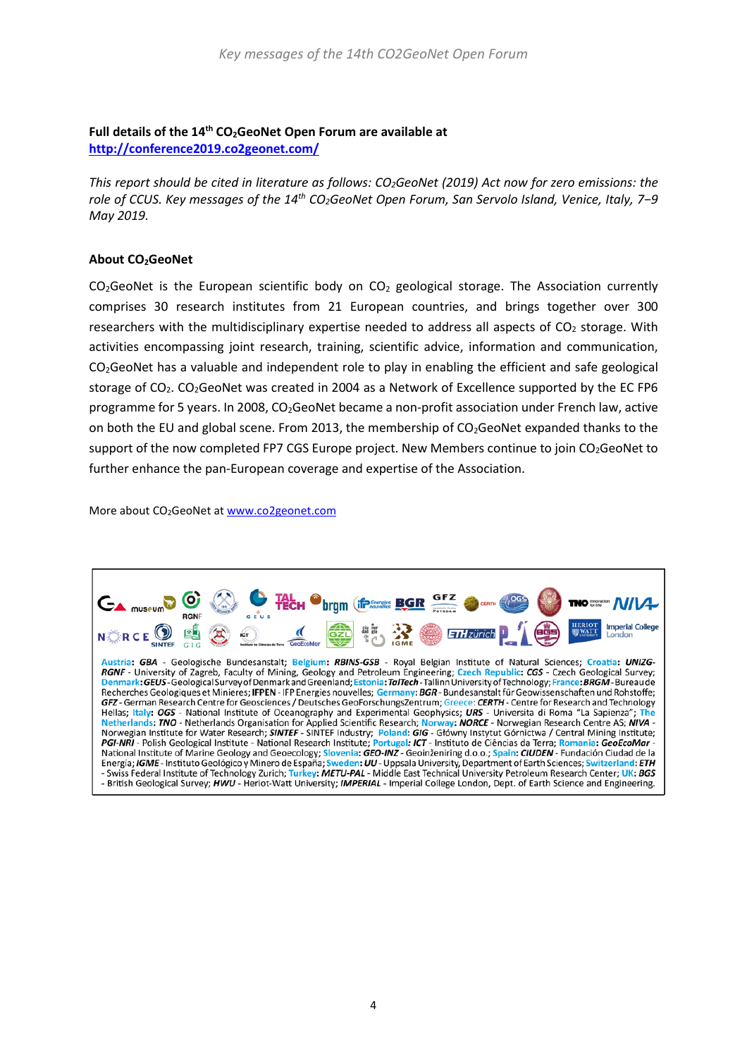**Full details of the 14th $CO_2$GeoNet Open Forum are available at**
**http://conference2019.co2geonet.com/**

*This report should be cited in literature as follows: $CO_2$GeoNet (2019) Act now for zero emissions: the role of CCUS. Key messages of the 14th $CO_2$GeoNet Open Forum, San Servolo Island, Venice, Italy, 7−9 May 2019.*

**About $CO_2$GeoNet**

$CO_2$GeoNet is the European scientific body on $CO_2$ geological storage. The Association currently comprises 30 research institutes from 21 European countries, and brings together over 300 researchers with the multidisciplinary expertise needed to address all aspects of $CO_2$ storage. With activities encompassing joint research, training, scientific advice, information and communication, $CO_2$GeoNet has a valuable and independent role to play in enabling the efficient and safe geological storage of $CO_2$. $CO_2$GeoNet was created in 2004 as a Network of Excellence supported by the EC FP6 programme for 5 years. In 2008, $CO_2$GeoNet became a non-profit association under French law, active on both the EU and global scene. From 2013, the membership of $CO_2$GeoNet expanded thanks to the support of the now completed FP7 CGS Europe project. New Members continue to join $CO_2$GeoNet to further enhance the pan-European coverage and expertise of the Association.

More about $CO_2$GeoNet at www.co2geonet.com

Austria: ***GBA*** - Geologische Bundesanstalt; Belgium: ***RBINS-GSB*** - Royal Belgian Institute of Natural Sciences; Croatia: ***UNIZG-RGNF*** - University of Zagreb, Faculty of Mining, Geology and Petroleum Engineering; Czech Republic: ***CGS*** - Czech Geological Survey; Denmark: ***GEUS*** - Geological Survey of Denmark and Greenland; Estonia: ***TalTech*** - Tallinn University of Technology; France: ***BRGM*** - Bureau de Recherches Geologiques et Minieres; **IFPEN** - IFP Energies nouvelles; Germany: ***BGR*** - Bundesanstalt für Geowissenschaften und Rohstoffe; ***GFZ*** - German Research Centre for Geosciences / Deutsches GeoForschungsZentrum; Greece: ***CERTH*** - Centre for Research and Technology Hellas; Italy: ***OGS*** - National Institute of Oceanography and Experimental Geophysics; ***URS*** - Universita di Roma "La Sapienza"; The Netherlands: ***TNO*** - Netherlands Organisation for Applied Scientific Research; Norway: ***NORCE*** - Norwegian Research Centre AS; ***NIVA*** - Norwegian Institute for Water Research; ***SINTEF*** - SINTEF Industry; Poland: ***GIG*** - Główny Instytut Górnictwa / Central Mining Institute; ***PGI-NRI*** - Polish Geological Institute - National Research Institute; Portugal: ***ICT*** - Instituto de Ciências da Terra; Romania: ***GeoEcoMar*** - National Institute of Marine Geology and Geoecology; Slovenia: ***GEO-INZ*** - Geoinženiring d.o.o.; Spain: ***CIUDEN*** - Fundación Ciudad de la Energía; ***IGME*** - Instituto Geológico y Minero de España; Sweden: ***UU*** - Uppsala University, Department of Earth Sciences; Switzerland: ***ETH*** - Swiss Federal Institute of Technology Zurich; Turkey: ***METU-PAL*** - Middle East Technical University Petroleum Research Center; UK: ***BGS*** - British Geological Survey; ***HWU*** - Heriot-Watt University; ***IMPERIAL*** - Imperial College London, Dept. of Earth Science and Engineering.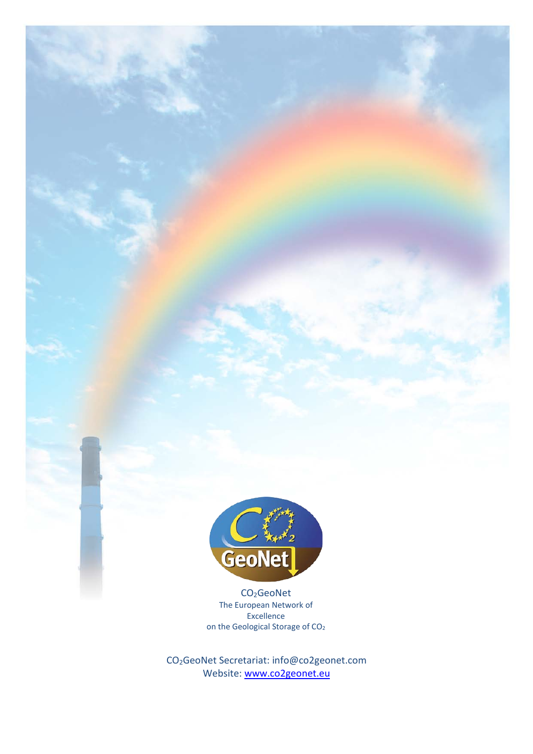$CO_2$GeoNet
The European Network of
Excellence
on the Geological Storage of $CO_2$

$CO_2$GeoNet Secretariat: info@co2geonet.com
Website: [www.co2geonet.eu](http://www.co2geonet.eu)